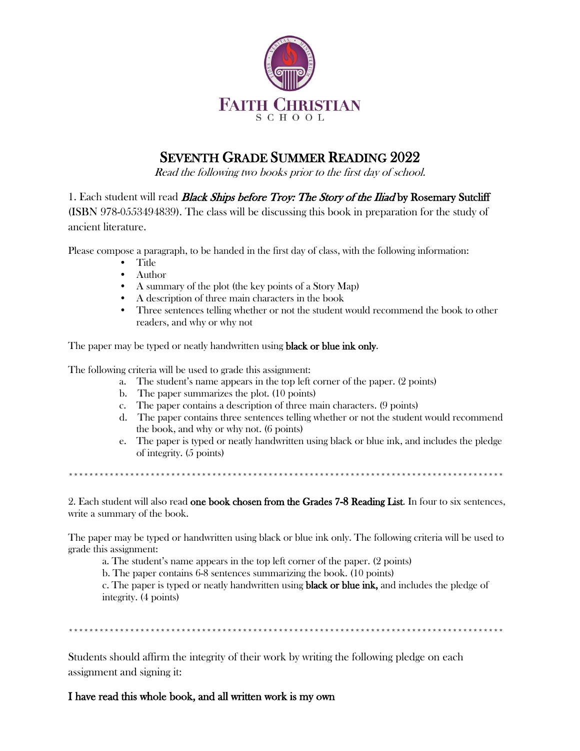FAITH CHRISTIAN
SCHOOL

# SEVENTH GRADE SUMMER READING 2022

*Read the following two books prior to the first day of school.*

1. Each student will read ***Black Ships before Troy: The Story of the Iliad*** **by Rosemary Sutcliff** (ISBN 978-0553494839). The class will be discussing this book in preparation for the study of ancient literature.

Please compose a paragraph, to be handed in the first day of class, with the following information:

- Title
- Author
- A summary of the plot (the key points of a Story Map)
- A description of three main characters in the book
- Three sentences telling whether or not the student would recommend the book to other readers, and why or why not

The paper may be typed or neatly handwritten using **black or blue ink only**.

The following criteria will be used to grade this assignment:

a. The student's name appears in the top left corner of the paper. (2 points)
b. The paper summarizes the plot. (10 points)
c. The paper contains a description of three main characters. (9 points)
d. The paper contains three sentences telling whether or not the student would recommend the book, and why or why not. (6 points)
e. The paper is typed or neatly handwritten using black or blue ink, and includes the pledge of integrity. (5 points)

*****************************************************************************************

2. Each student will also read **one book chosen from the Grades 7-8 Reading List**. In four to six sentences, write a summary of the book.

The paper may be typed or handwritten using black or blue ink only. The following criteria will be used to grade this assignment:

a. The student's name appears in the top left corner of the paper. (2 points)
b. The paper contains 6-8 sentences summarizing the book. (10 points)
c. The paper is typed or neatly handwritten using **black or blue ink,** and includes the pledge of integrity. (4 points)

*****************************************************************************************

Students should affirm the integrity of their work by writing the following pledge on each assignment and signing it:

**I have read this whole book, and all written work is my own**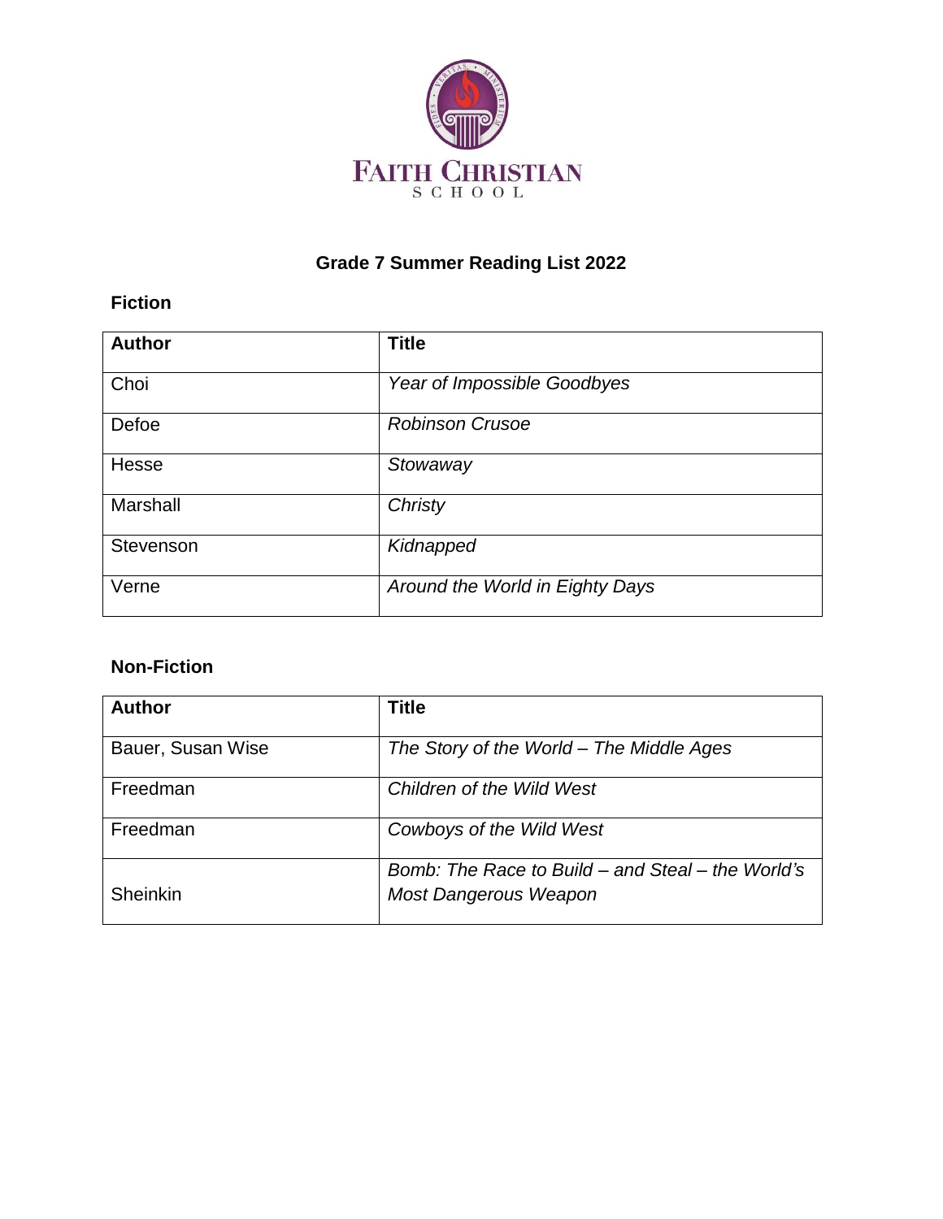# FAITH CHRISTIAN SCHOOL

## Grade 7 Summer Reading List 2022

### Fiction

| Author | Title |
|---|---|
| Choi | *Year of Impossible Goodbyes* |
| Defoe | *Robinson Crusoe* |
| Hesse | *Stowaway* |
| Marshall | *Christy* |
| Stevenson | *Kidnapped* |
| Verne | *Around the World in Eighty Days* |

### Non-Fiction

| Author | Title |
|---|---|
| Bauer, Susan Wise | *The Story of the World – The Middle Ages* |
| Freedman | *Children of the Wild West* |
| Freedman | *Cowboys of the Wild West* |
| Sheinkin | *Bomb: The Race to Build – and Steal – the World's Most Dangerous Weapon* |